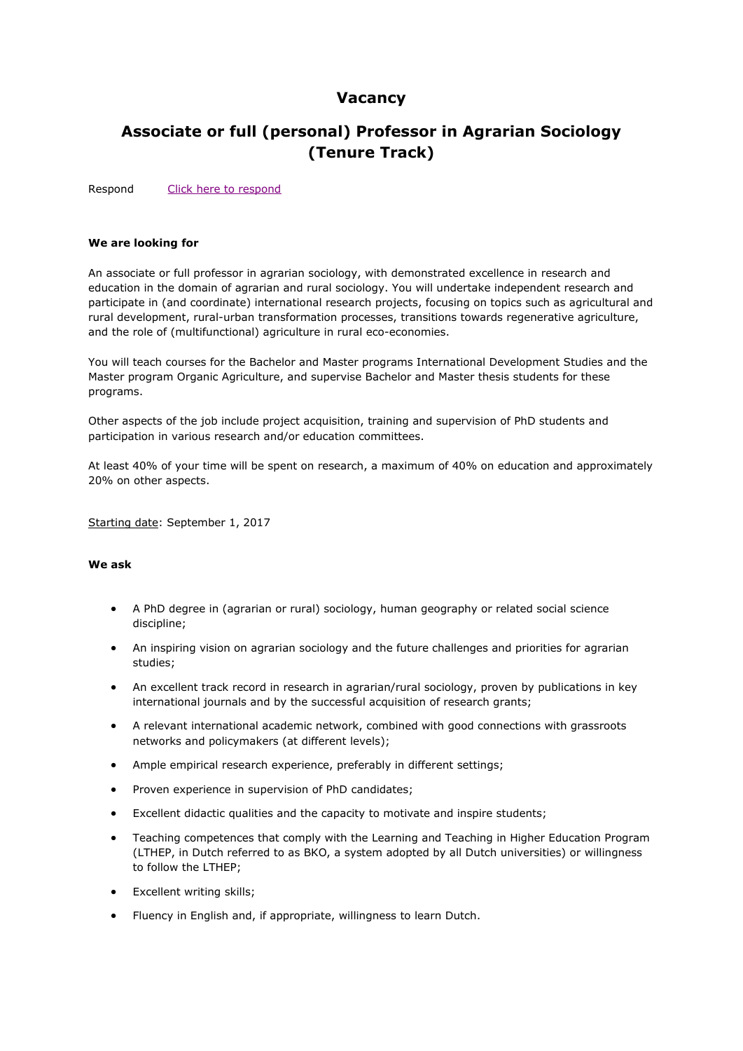# Vacancy

## Associate or full (personal) Professor in Agrarian Sociology (Tenure Track)

Respond [Click here to respond]

**We are looking for**

An associate or full professor in agrarian sociology, with demonstrated excellence in research and education in the domain of agrarian and rural sociology. You will undertake independent research and participate in (and coordinate) international research projects, focusing on topics such as agricultural and rural development, rural-urban transformation processes, transitions towards regenerative agriculture, and the role of (multifunctional) agriculture in rural eco-economies.

You will teach courses for the Bachelor and Master programs International Development Studies and the Master program Organic Agriculture, and supervise Bachelor and Master thesis students for these programs.

Other aspects of the job include project acquisition, training and supervision of PhD students and participation in various research and/or education committees.

At least 40% of your time will be spent on research, a maximum of 40% on education and approximately 20% on other aspects.

Starting date: September 1, 2017

**We ask**

- A PhD degree in (agrarian or rural) sociology, human geography or related social science discipline;
- An inspiring vision on agrarian sociology and the future challenges and priorities for agrarian studies;
- An excellent track record in research in agrarian/rural sociology, proven by publications in key international journals and by the successful acquisition of research grants;
- A relevant international academic network, combined with good connections with grassroots networks and policymakers (at different levels);
- Ample empirical research experience, preferably in different settings;
- Proven experience in supervision of PhD candidates;
- Excellent didactic qualities and the capacity to motivate and inspire students;
- Teaching competences that comply with the Learning and Teaching in Higher Education Program (LTHEP, in Dutch referred to as BKO, a system adopted by all Dutch universities) or willingness to follow the LTHEP;
- Excellent writing skills;
- Fluency in English and, if appropriate, willingness to learn Dutch.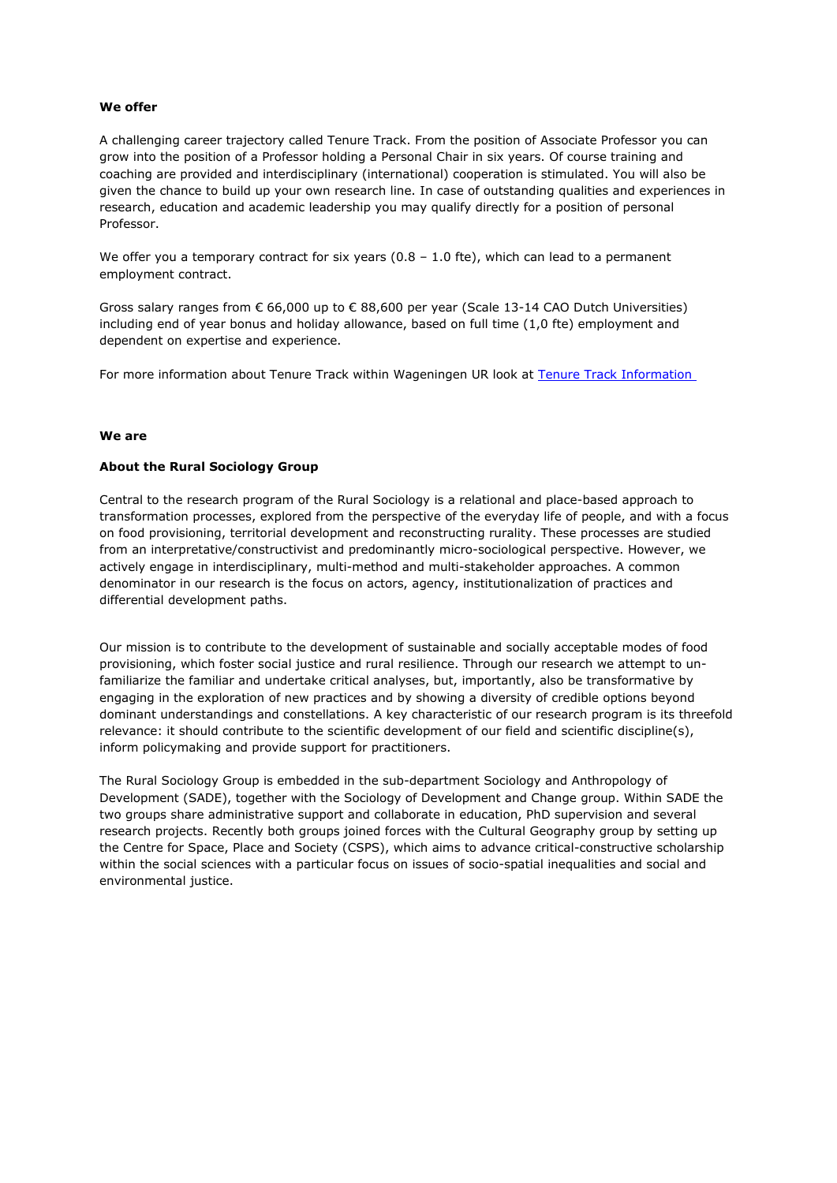**We offer**

A challenging career trajectory called Tenure Track. From the position of Associate Professor you can grow into the position of a Professor holding a Personal Chair in six years. Of course training and coaching are provided and interdisciplinary (international) cooperation is stimulated. You will also be given the chance to build up your own research line. In case of outstanding qualities and experiences in research, education and academic leadership you may qualify directly for a position of personal Professor.

We offer you a temporary contract for six years (0.8 – 1.0 fte), which can lead to a permanent employment contract.

Gross salary ranges from € 66,000 up to € 88,600 per year (Scale 13-14 CAO Dutch Universities) including end of year bonus and holiday allowance, based on full time (1,0 fte) employment and dependent on expertise and experience.

For more information about Tenure Track within Wageningen UR look at [Tenure Track Information](#)

**We are**

**About the Rural Sociology Group**

Central to the research program of the Rural Sociology is a relational and place-based approach to transformation processes, explored from the perspective of the everyday life of people, and with a focus on food provisioning, territorial development and reconstructing rurality. These processes are studied from an interpretative/constructivist and predominantly micro-sociological perspective. However, we actively engage in interdisciplinary, multi-method and multi-stakeholder approaches. A common denominator in our research is the focus on actors, agency, institutionalization of practices and differential development paths.

Our mission is to contribute to the development of sustainable and socially acceptable modes of food provisioning, which foster social justice and rural resilience. Through our research we attempt to un-familiarize the familiar and undertake critical analyses, but, importantly, also be transformative by engaging in the exploration of new practices and by showing a diversity of credible options beyond dominant understandings and constellations. A key characteristic of our research program is its threefold relevance: it should contribute to the scientific development of our field and scientific discipline(s), inform policymaking and provide support for practitioners.

The Rural Sociology Group is embedded in the sub-department Sociology and Anthropology of Development (SADE), together with the Sociology of Development and Change group. Within SADE the two groups share administrative support and collaborate in education, PhD supervision and several research projects. Recently both groups joined forces with the Cultural Geography group by setting up the Centre for Space, Place and Society (CSPS), which aims to advance critical-constructive scholarship within the social sciences with a particular focus on issues of socio-spatial inequalities and social and environmental justice.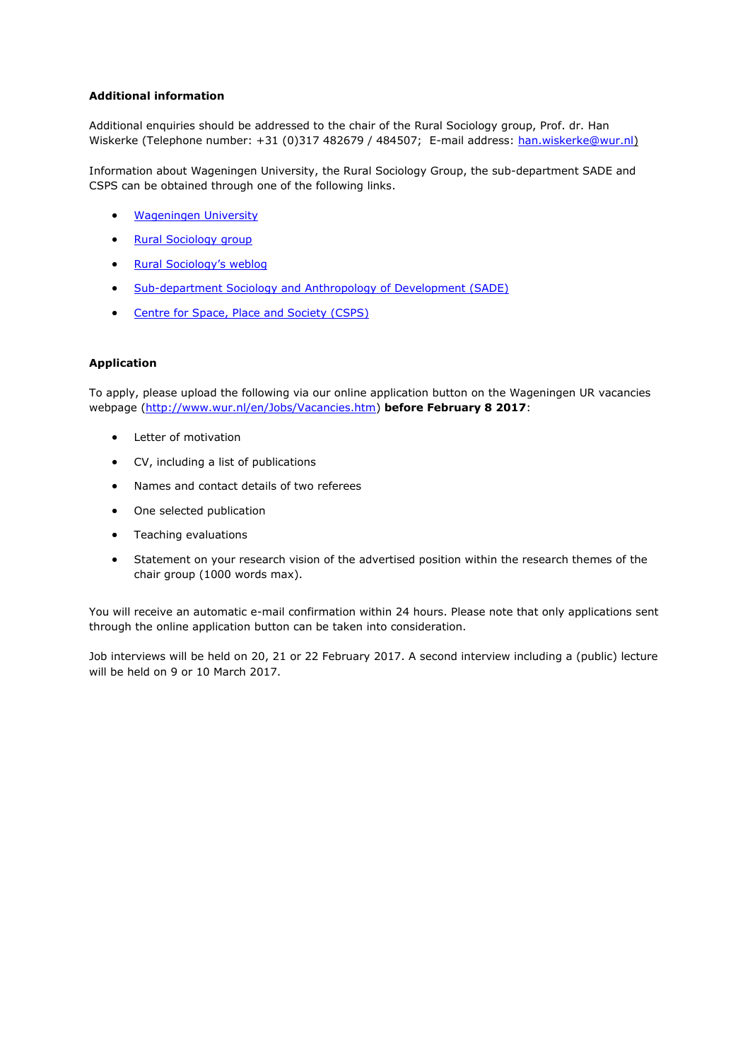**Additional information**

Additional enquiries should be addressed to the chair of the Rural Sociology group, Prof. dr. Han Wiskerke (Telephone number: +31 (0)317 482679 / 484507; E-mail address: han.wiskerke@wur.nl)

Information about Wageningen University, the Rural Sociology Group, the sub-department SADE and CSPS can be obtained through one of the following links.

- Wageningen University
- Rural Sociology group
- Rural Sociology's weblog
- Sub-department Sociology and Anthropology of Development (SADE)
- Centre for Space, Place and Society (CSPS)

**Application**

To apply, please upload the following via our online application button on the Wageningen UR vacancies webpage (http://www.wur.nl/en/Jobs/Vacancies.htm) **before February 8 2017**:

- Letter of motivation
- CV, including a list of publications
- Names and contact details of two referees
- One selected publication
- Teaching evaluations
- Statement on your research vision of the advertised position within the research themes of the chair group (1000 words max).

You will receive an automatic e-mail confirmation within 24 hours. Please note that only applications sent through the online application button can be taken into consideration.

Job interviews will be held on 20, 21 or 22 February 2017. A second interview including a (public) lecture will be held on 9 or 10 March 2017.